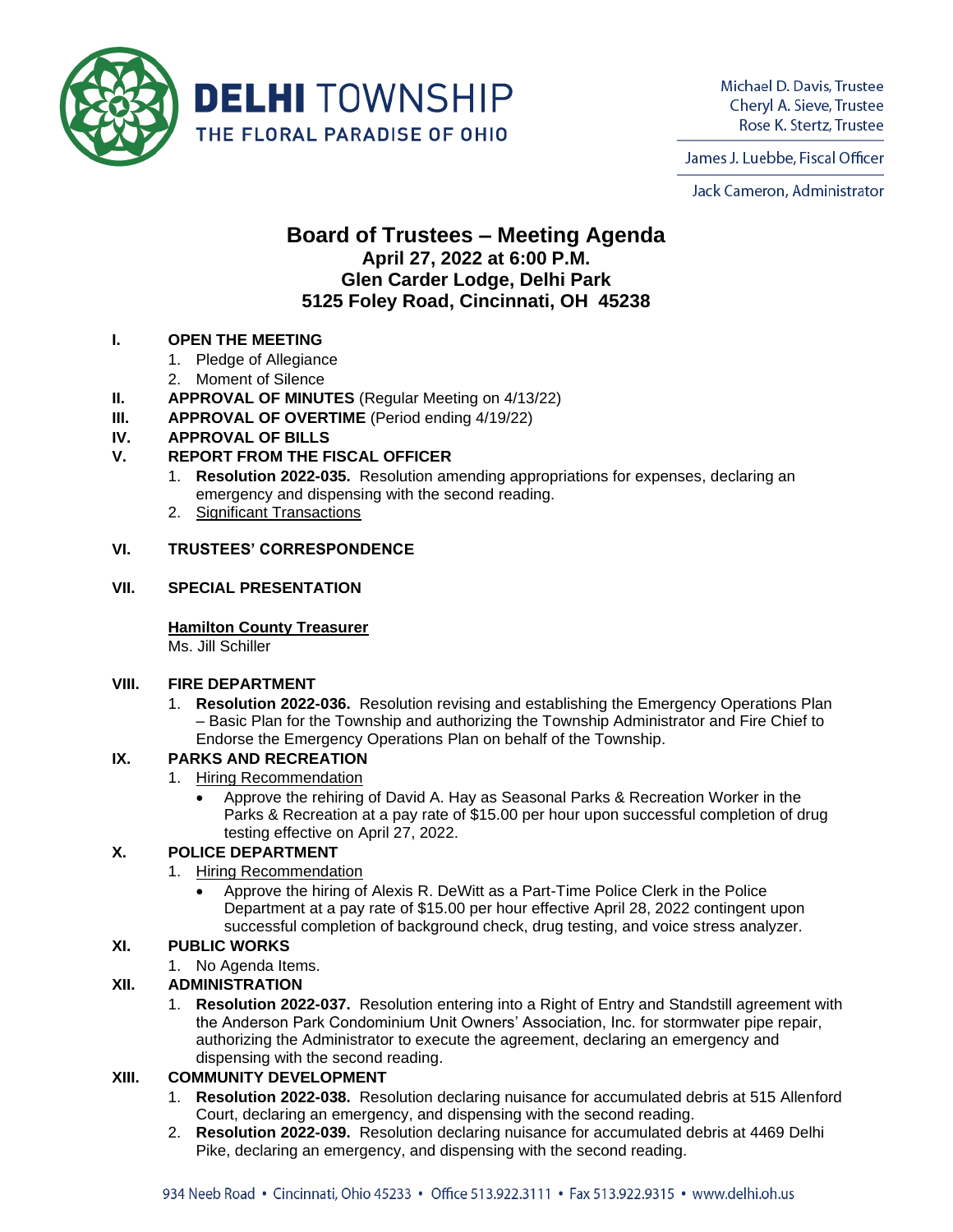**DELHI TOWNSHIP**
THE FLORAL PARADISE OF OHIO

Michael D. Davis, Trustee
Cheryl A. Sieve, Trustee
Rose K. Stertz, Trustee

James J. Luebbe, Fiscal Officer

Jack Cameron, Administrator

# Board of Trustees – Meeting Agenda

## April 27, 2022 at 6:00 P.M.
## Glen Carder Lodge, Delhi Park
## 5125 Foley Road, Cincinnati, OH 45238

**I. OPEN THE MEETING**

1. Pledge of Allegiance
2. Moment of Silence

**II. APPROVAL OF MINUTES** (Regular Meeting on 4/13/22)

**III. APPROVAL OF OVERTIME** (Period ending 4/19/22)

**IV. APPROVAL OF BILLS**

**V. REPORT FROM THE FISCAL OFFICER**

1. **Resolution 2022-035.** Resolution amending appropriations for expenses, declaring an emergency and dispensing with the second reading.
2. Significant Transactions

**VI. TRUSTEES' CORRESPONDENCE**

**VII. SPECIAL PRESENTATION**

**Hamilton County Treasurer**
Ms. Jill Schiller

**VIII. FIRE DEPARTMENT**

1. **Resolution 2022-036.** Resolution revising and establishing the Emergency Operations Plan – Basic Plan for the Township and authorizing the Township Administrator and Fire Chief to Endorse the Emergency Operations Plan on behalf of the Township.

**IX. PARKS AND RECREATION**

1. Hiring Recommendation
   - Approve the rehiring of David A. Hay as Seasonal Parks & Recreation Worker in the Parks & Recreation at a pay rate of $15.00 per hour upon successful completion of drug testing effective on April 27, 2022.

**X. POLICE DEPARTMENT**

1. Hiring Recommendation
   - Approve the hiring of Alexis R. DeWitt as a Part-Time Police Clerk in the Police Department at a pay rate of $15.00 per hour effective April 28, 2022 contingent upon successful completion of background check, drug testing, and voice stress analyzer.

**XI. PUBLIC WORKS**

1. No Agenda Items.

**XII. ADMINISTRATION**

1. **Resolution 2022-037.** Resolution entering into a Right of Entry and Standstill agreement with the Anderson Park Condominium Unit Owners' Association, Inc. for stormwater pipe repair, authorizing the Administrator to execute the agreement, declaring an emergency and dispensing with the second reading.

**XIII. COMMUNITY DEVELOPMENT**

1. **Resolution 2022-038.** Resolution declaring nuisance for accumulated debris at 515 Allenford Court, declaring an emergency, and dispensing with the second reading.
2. **Resolution 2022-039.** Resolution declaring nuisance for accumulated debris at 4469 Delhi Pike, declaring an emergency, and dispensing with the second reading.

934 Neeb Road • Cincinnati, Ohio 45233 • Office 513.922.3111 • Fax 513.922.9315 • www.delhi.oh.us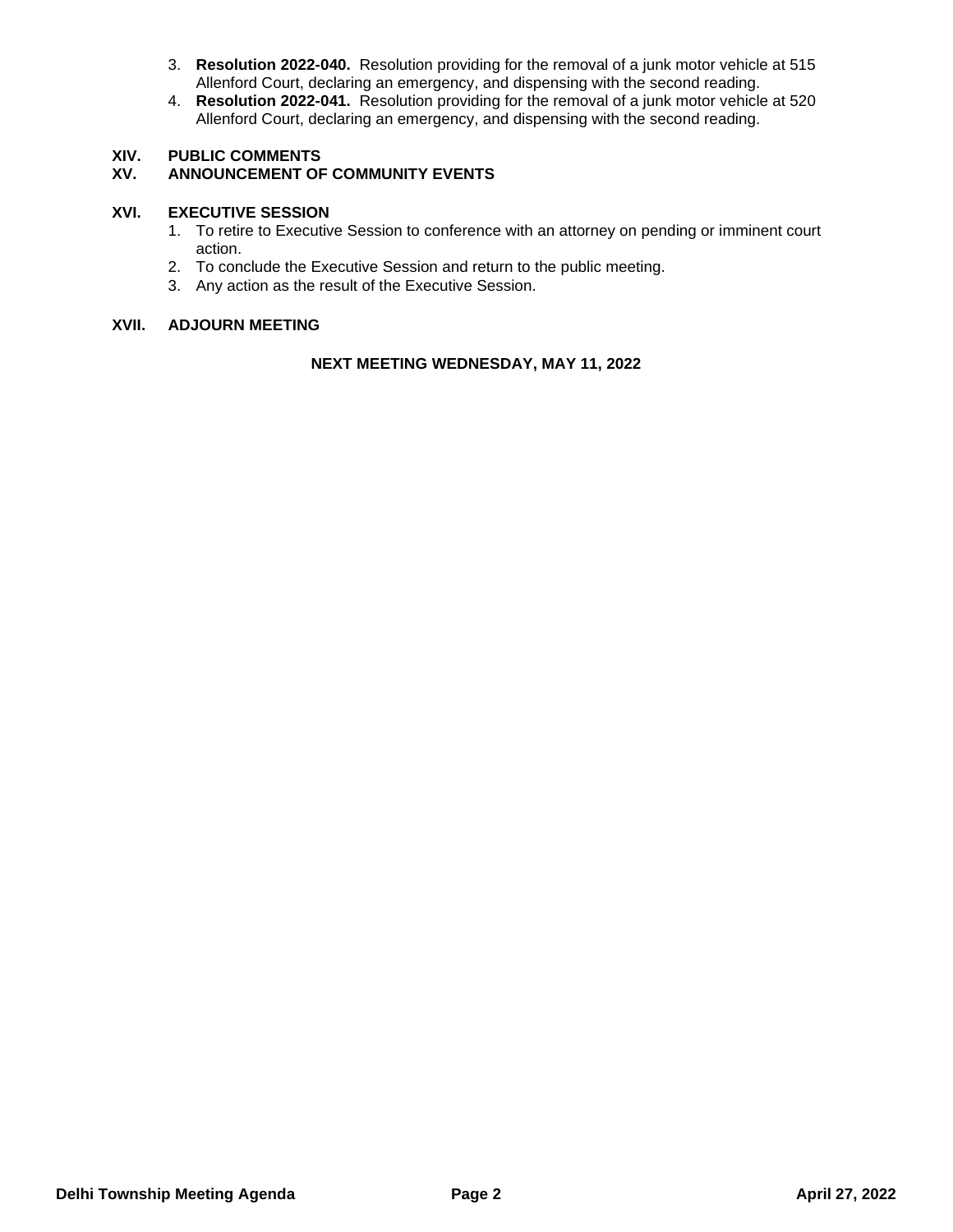3. **Resolution 2022-040.** Resolution providing for the removal of a junk motor vehicle at 515 Allenford Court, declaring an emergency, and dispensing with the second reading.
4. **Resolution 2022-041.** Resolution providing for the removal of a junk motor vehicle at 520 Allenford Court, declaring an emergency, and dispensing with the second reading.

## XIV. PUBLIC COMMENTS

## XV. ANNOUNCEMENT OF COMMUNITY EVENTS

## XVI. EXECUTIVE SESSION

1. To retire to Executive Session to conference with an attorney on pending or imminent court action.
2. To conclude the Executive Session and return to the public meeting.
3. Any action as the result of the Executive Session.

## XVII. ADJOURN MEETING

**NEXT MEETING WEDNESDAY, MAY 11, 2022**